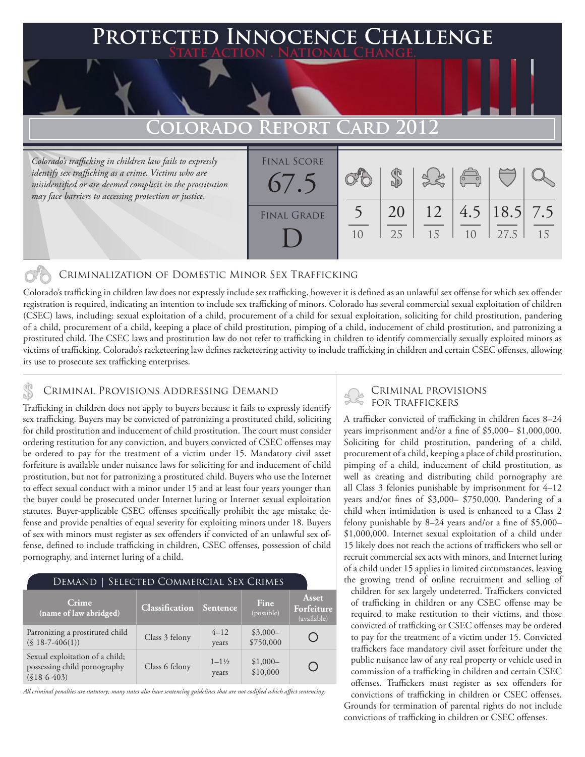# Protected Innocence Challenge

**State Action . National Change.**

## Colorado Report Card 2012

*Colorado's trafficking in children law fails to expressly identify sex trafficking as a crime. Victims who are misidentified or are deemed complicit in the prostitution may face barriers to accessing protection or justice.*

| Final Score | | | | | | |
|---|---|---|---|---|---|---|
| 67.5 | 5/10 | 20/25 | 12/15 | 4.5/10 | 18.5/27.5 | 7.5/15 |
| **Final Grade** | | | | | | |
| D | | | | | | |

## Criminalization of Domestic Minor Sex Trafficking

Colorado's trafficking in children law does not expressly include sex trafficking, however it is defined as an unlawful sex offense for which sex offender registration is required, indicating an intention to include sex trafficking of minors. Colorado has several commercial sexual exploitation of children (CSEC) laws, including: sexual exploitation of a child, procurement of a child for sexual exploitation, soliciting for child prostitution, pandering of a child, procurement of a child, keeping a place of child prostitution, pimping of a child, inducement of child prostitution, and patronizing a prostituted child. The CSEC laws and prostitution law do not refer to trafficking in children to identify commercially sexually exploited minors as victims of trafficking. Colorado's racketeering law defines racketeering activity to include trafficking in children and certain CSEC offenses, allowing its use to prosecute sex trafficking enterprises.

## Criminal Provisions Addressing Demand

Trafficking in children does not apply to buyers because it fails to expressly identify sex trafficking. Buyers may be convicted of patronizing a prostituted child, soliciting for child prostitution and inducement of child prostitution. The court must consider ordering restitution for any conviction, and buyers convicted of CSEC offenses may be ordered to pay for the treatment of a victim under 15. Mandatory civil asset forfeiture is available under nuisance laws for soliciting for and inducement of child prostitution, but not for patronizing a prostituted child. Buyers who use the Internet to effect sexual conduct with a minor under 15 and at least four years younger than the buyer could be prosecuted under Internet luring or Internet sexual exploitation statutes. Buyer-applicable CSEC offenses specifically prohibit the age mistake defense and provide penalties of equal severity for exploiting minors under 18. Buyers of sex with minors must register as sex offenders if convicted of an unlawful sex offense, defined to include trafficking in children, CSEC offenses, possession of child pornography, and internet luring of a child.

**Demand | Selected Commercial Sex Crimes**

| Crime (name of law abridged) | Classification | Sentence | Fine (possible) | Asset Forfeiture (available) |
|---|---|---|---|---|
| Patronizing a prostituted child (§ 18-7-406(1)) | Class 3 felony | 4–12 years | $3,000–$750,000 | ○ |
| Sexual exploitation of a child; possessing child pornography (§18-6-403) | Class 6 felony | 1–1½ years | $1,000–$10,000 | ○ |

*All criminal penalties are statutory; many states also have sentencing guidelines that are not codified which affect sentencing.*

## Criminal Provisions for Traffickers

A trafficker convicted of trafficking in children faces 8–24 years imprisonment and/or a fine of $5,000– $1,000,000. Soliciting for child prostitution, pandering of a child, procurement of a child, keeping a place of child prostitution, pimping of a child, inducement of child prostitution, as well as creating and distributing child pornography are all Class 3 felonies punishable by imprisonment for 4–12 years and/or fines of $3,000– $750,000. Pandering of a child when intimidation is used is enhanced to a Class 2 felony punishable by 8–24 years and/or a fine of $5,000– $1,000,000. Internet sexual exploitation of a child under 15 likely does not reach the actions of traffickers who sell or recruit commercial sex acts with minors, and Internet luring of a child under 15 applies in limited circumstances, leaving the growing trend of online recruitment and selling of children for sex largely undeterred. Traffickers convicted of trafficking in children or any CSEC offense may be required to make restitution to their victims, and those convicted of trafficking or CSEC offenses may be ordered to pay for the treatment of a victim under 15. Convicted traffickers face mandatory civil asset forfeiture under the public nuisance law of any real property or vehicle used in commission of a trafficking in children and certain CSEC offenses. Traffickers must register as sex offenders for convictions of trafficking in children or CSEC offenses. Grounds for termination of parental rights do not include convictions of trafficking in children or CSEC offenses.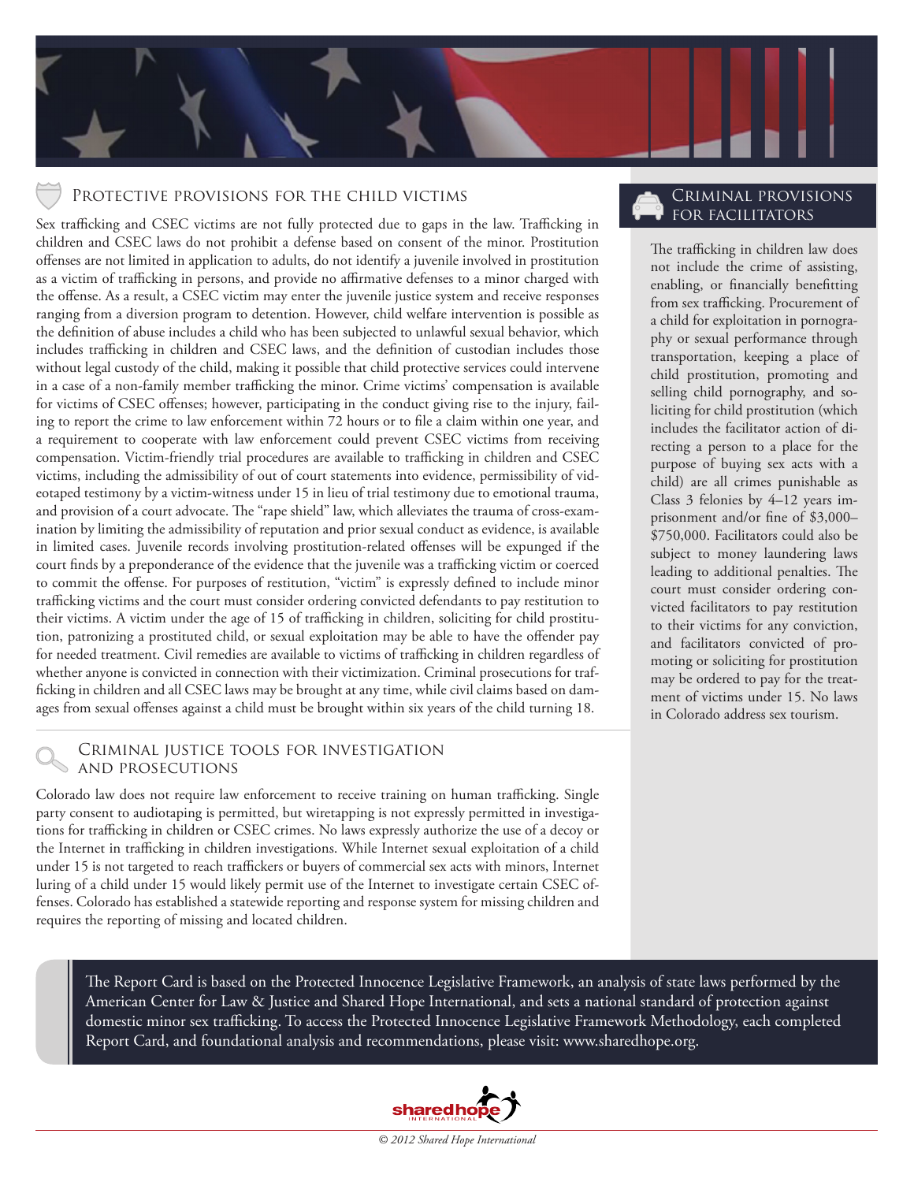## Protective provisions for the child victims

Sex trafficking and CSEC victims are not fully protected due to gaps in the law. Trafficking in children and CSEC laws do not prohibit a defense based on consent of the minor. Prostitution offenses are not limited in application to adults, do not identify a juvenile involved in prostitution as a victim of trafficking in persons, and provide no affirmative defenses to a minor charged with the offense. As a result, a CSEC victim may enter the juvenile justice system and receive responses ranging from a diversion program to detention. However, child welfare intervention is possible as the definition of abuse includes a child who has been subjected to unlawful sexual behavior, which includes trafficking in children and CSEC laws, and the definition of custodian includes those without legal custody of the child, making it possible that child protective services could intervene in a case of a non-family member trafficking the minor. Crime victims' compensation is available for victims of CSEC offenses; however, participating in the conduct giving rise to the injury, failing to report the crime to law enforcement within 72 hours or to file a claim within one year, and a requirement to cooperate with law enforcement could prevent CSEC victims from receiving compensation. Victim-friendly trial procedures are available to trafficking in children and CSEC victims, including the admissibility of out of court statements into evidence, permissibility of videotaped testimony by a victim-witness under 15 in lieu of trial testimony due to emotional trauma, and provision of a court advocate. The "rape shield" law, which alleviates the trauma of cross-examination by limiting the admissibility of reputation and prior sexual conduct as evidence, is available in limited cases. Juvenile records involving prostitution-related offenses will be expunged if the court finds by a preponderance of the evidence that the juvenile was a trafficking victim or coerced to commit the offense. For purposes of restitution, "victim" is expressly defined to include minor trafficking victims and the court must consider ordering convicted defendants to pay restitution to their victims. A victim under the age of 15 of trafficking in children, soliciting for child prostitution, patronizing a prostituted child, or sexual exploitation may be able to have the offender pay for needed treatment. Civil remedies are available to victims of trafficking in children regardless of whether anyone is convicted in connection with their victimization. Criminal prosecutions for trafficking in children and all CSEC laws may be brought at any time, while civil claims based on damages from sexual offenses against a child must be brought within six years of the child turning 18.

## Criminal justice tools for investigation and prosecutions

Colorado law does not require law enforcement to receive training on human trafficking. Single party consent to audiotaping is permitted, but wiretapping is not expressly permitted in investigations for trafficking in children or CSEC crimes. No laws expressly authorize the use of a decoy or the Internet in trafficking in children investigations. While Internet sexual exploitation of a child under 15 is not targeted to reach traffickers or buyers of commercial sex acts with minors, Internet luring of a child under 15 would likely permit use of the Internet to investigate certain CSEC offenses. Colorado has established a statewide reporting and response system for missing children and requires the reporting of missing and located children.

## Criminal provisions for facilitators

The trafficking in children law does not include the crime of assisting, enabling, or financially benefitting from sex trafficking. Procurement of a child for exploitation in pornography or sexual performance through transportation, keeping a place of child prostitution, promoting and selling child pornography, and soliciting for child prostitution (which includes the facilitator action of directing a person to a place for the purpose of buying sex acts with a child) are all crimes punishable as Class 3 felonies by 4–12 years imprisonment and/or fine of $3,000–$750,000. Facilitators could also be subject to money laundering laws leading to additional penalties. The court must consider ordering convicted facilitators to pay restitution to their victims for any conviction, and facilitators convicted of promoting or soliciting for prostitution may be ordered to pay for the treatment of victims under 15. No laws in Colorado address sex tourism.

The Report Card is based on the Protected Innocence Legislative Framework, an analysis of state laws performed by the American Center for Law & Justice and Shared Hope International, and sets a national standard of protection against domestic minor sex trafficking. To access the Protected Innocence Legislative Framework Methodology, each completed Report Card, and foundational analysis and recommendations, please visit: www.sharedhope.org.

shared hope INTERNATIONAL

*© 2012 Shared Hope International*